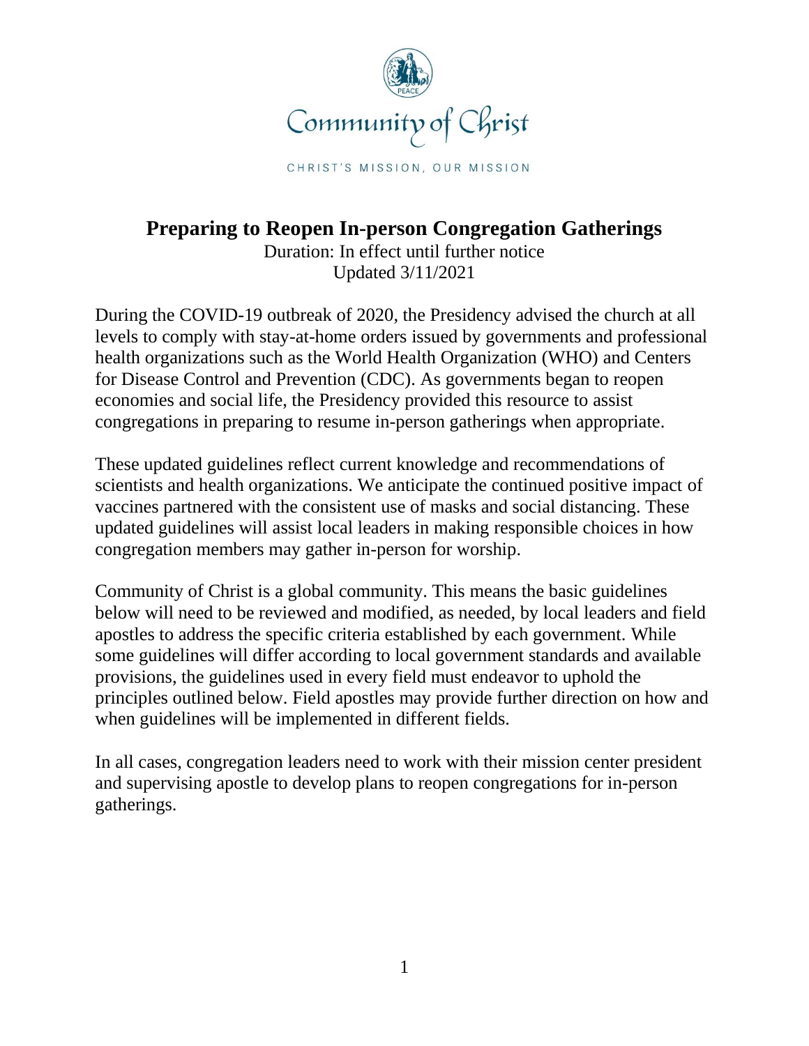Community of Christ

CHRIST'S MISSION, OUR MISSION

# Preparing to Reopen In-person Congregation Gatherings

Duration: In effect until further notice
Updated 3/11/2021

During the COVID-19 outbreak of 2020, the Presidency advised the church at all levels to comply with stay-at-home orders issued by governments and professional health organizations such as the World Health Organization (WHO) and Centers for Disease Control and Prevention (CDC). As governments began to reopen economies and social life, the Presidency provided this resource to assist congregations in preparing to resume in-person gatherings when appropriate.

These updated guidelines reflect current knowledge and recommendations of scientists and health organizations. We anticipate the continued positive impact of vaccines partnered with the consistent use of masks and social distancing. These updated guidelines will assist local leaders in making responsible choices in how congregation members may gather in-person for worship.

Community of Christ is a global community. This means the basic guidelines below will need to be reviewed and modified, as needed, by local leaders and field apostles to address the specific criteria established by each government. While some guidelines will differ according to local government standards and available provisions, the guidelines used in every field must endeavor to uphold the principles outlined below. Field apostles may provide further direction on how and when guidelines will be implemented in different fields.

In all cases, congregation leaders need to work with their mission center president and supervising apostle to develop plans to reopen congregations for in-person gatherings.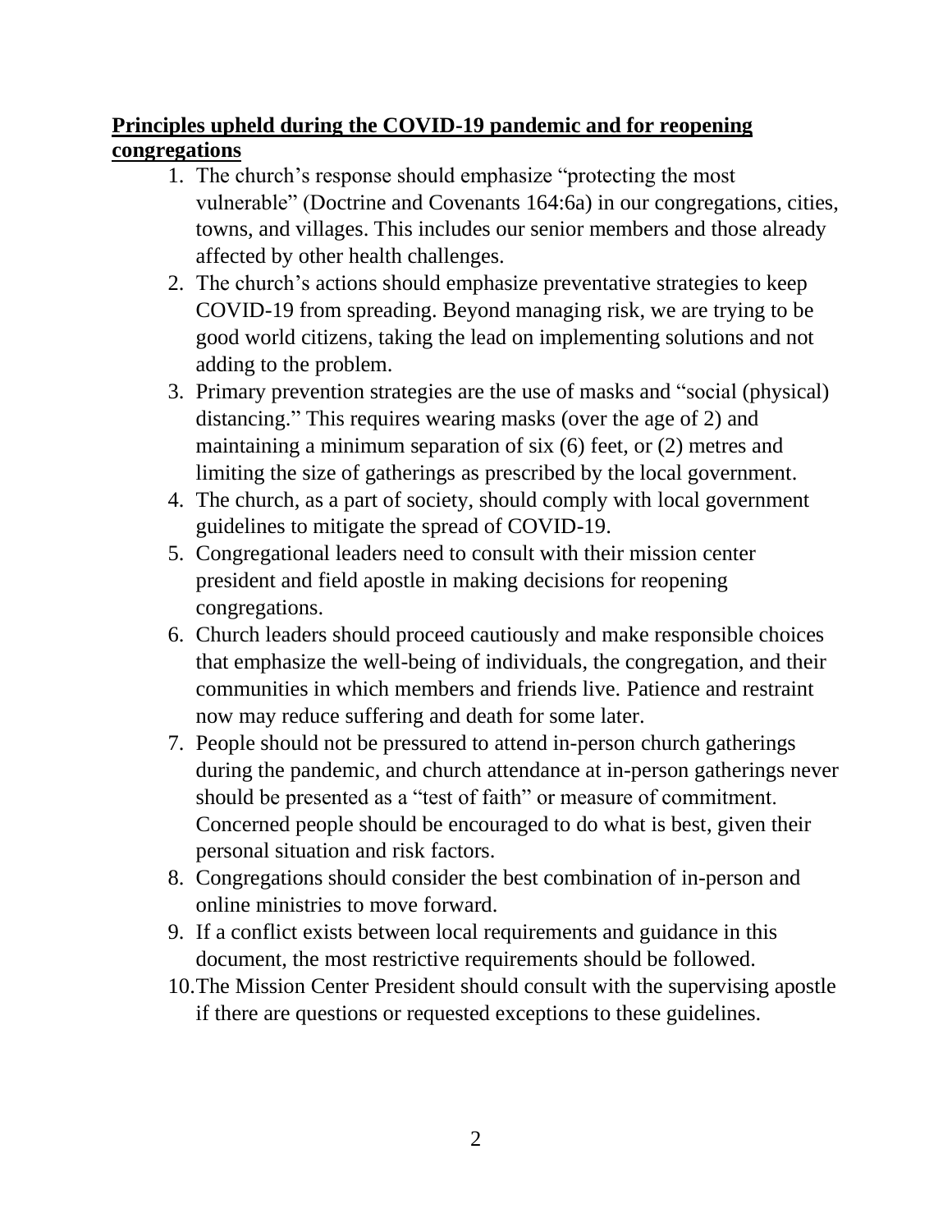**Principles upheld during the COVID-19 pandemic and for reopening congregations**

1. The church's response should emphasize "protecting the most vulnerable" (Doctrine and Covenants 164:6a) in our congregations, cities, towns, and villages. This includes our senior members and those already affected by other health challenges.
2. The church's actions should emphasize preventative strategies to keep COVID-19 from spreading. Beyond managing risk, we are trying to be good world citizens, taking the lead on implementing solutions and not adding to the problem.
3. Primary prevention strategies are the use of masks and "social (physical) distancing." This requires wearing masks (over the age of 2) and maintaining a minimum separation of six (6) feet, or (2) metres and limiting the size of gatherings as prescribed by the local government.
4. The church, as a part of society, should comply with local government guidelines to mitigate the spread of COVID-19.
5. Congregational leaders need to consult with their mission center president and field apostle in making decisions for reopening congregations.
6. Church leaders should proceed cautiously and make responsible choices that emphasize the well-being of individuals, the congregation, and their communities in which members and friends live. Patience and restraint now may reduce suffering and death for some later.
7. People should not be pressured to attend in-person church gatherings during the pandemic, and church attendance at in-person gatherings never should be presented as a "test of faith" or measure of commitment. Concerned people should be encouraged to do what is best, given their personal situation and risk factors.
8. Congregations should consider the best combination of in-person and online ministries to move forward.
9. If a conflict exists between local requirements and guidance in this document, the most restrictive requirements should be followed.
10. The Mission Center President should consult with the supervising apostle if there are questions or requested exceptions to these guidelines.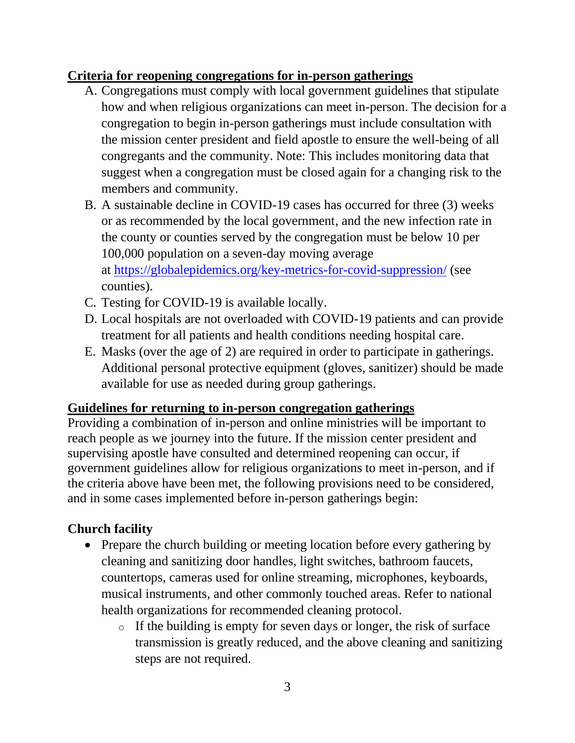## Criteria for reopening congregations for in-person gatherings

A. Congregations must comply with local government guidelines that stipulate how and when religious organizations can meet in-person. The decision for a congregation to begin in-person gatherings must include consultation with the mission center president and field apostle to ensure the well-being of all congregants and the community. Note: This includes monitoring data that suggest when a congregation must be closed again for a changing risk to the members and community.
B. A sustainable decline in COVID-19 cases has occurred for three (3) weeks or as recommended by the local government, and the new infection rate in the county or counties served by the congregation must be below 10 per 100,000 population on a seven-day moving average at https://globalepidemics.org/key-metrics-for-covid-suppression/ (see counties).
C. Testing for COVID-19 is available locally.
D. Local hospitals are not overloaded with COVID-19 patients and can provide treatment for all patients and health conditions needing hospital care.
E. Masks (over the age of 2) are required in order to participate in gatherings. Additional personal protective equipment (gloves, sanitizer) should be made available for use as needed during group gatherings.

## Guidelines for returning to in-person congregation gatherings

Providing a combination of in-person and online ministries will be important to reach people as we journey into the future. If the mission center president and supervising apostle have consulted and determined reopening can occur, if government guidelines allow for religious organizations to meet in-person, and if the criteria above have been met, the following provisions need to be considered, and in some cases implemented before in-person gatherings begin:

### Church facility

- Prepare the church building or meeting location before every gathering by cleaning and sanitizing door handles, light switches, bathroom faucets, countertops, cameras used for online streaming, microphones, keyboards, musical instruments, and other commonly touched areas. Refer to national health organizations for recommended cleaning protocol.
  - If the building is empty for seven days or longer, the risk of surface transmission is greatly reduced, and the above cleaning and sanitizing steps are not required.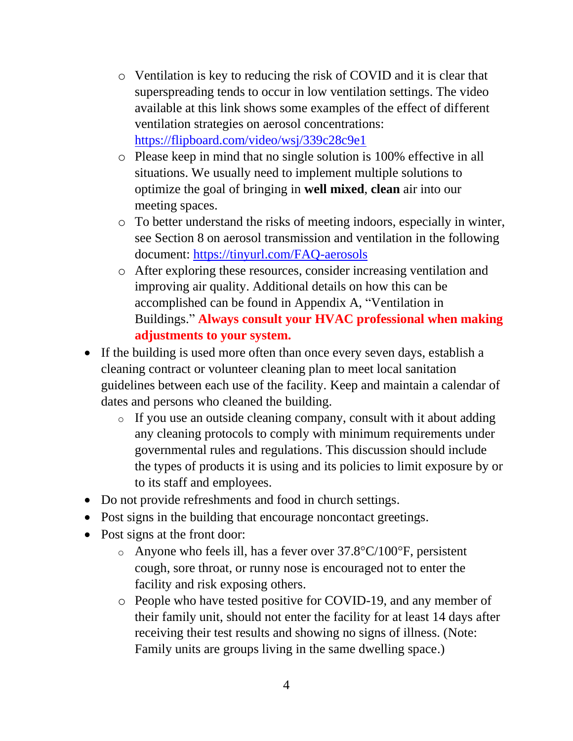- Ventilation is key to reducing the risk of COVID and it is clear that superspreading tends to occur in low ventilation settings. The video available at this link shows some examples of the effect of different ventilation strategies on aerosol concentrations: [https://flipboard.com/video/wsj/339c28c9e1](https://flipboard.com/video/wsj/339c28c9e1)
    - Please keep in mind that no single solution is 100% effective in all situations. We usually need to implement multiple solutions to optimize the goal of bringing in **well mixed**, **clean** air into our meeting spaces.
    - To better understand the risks of meeting indoors, especially in winter, see Section 8 on aerosol transmission and ventilation in the following document: [https://tinyurl.com/FAQ-aerosols](https://tinyurl.com/FAQ-aerosols)
    - After exploring these resources, consider increasing ventilation and improving air quality. Additional details on how this can be accomplished can be found in Appendix A, "Ventilation in Buildings." **Always consult your HVAC professional when making adjustments to your system.**
- If the building is used more often than once every seven days, establish a cleaning contract or volunteer cleaning plan to meet local sanitation guidelines between each use of the facility. Keep and maintain a calendar of dates and persons who cleaned the building.
    - If you use an outside cleaning company, consult with it about adding any cleaning protocols to comply with minimum requirements under governmental rules and regulations. This discussion should include the types of products it is using and its policies to limit exposure by or to its staff and employees.
- Do not provide refreshments and food in church settings.
- Post signs in the building that encourage noncontact greetings.
- Post signs at the front door:
    - Anyone who feels ill, has a fever over 37.8°C/100°F, persistent cough, sore throat, or runny nose is encouraged not to enter the facility and risk exposing others.
    - People who have tested positive for COVID-19, and any member of their family unit, should not enter the facility for at least 14 days after receiving their test results and showing no signs of illness. (Note: Family units are groups living in the same dwelling space.)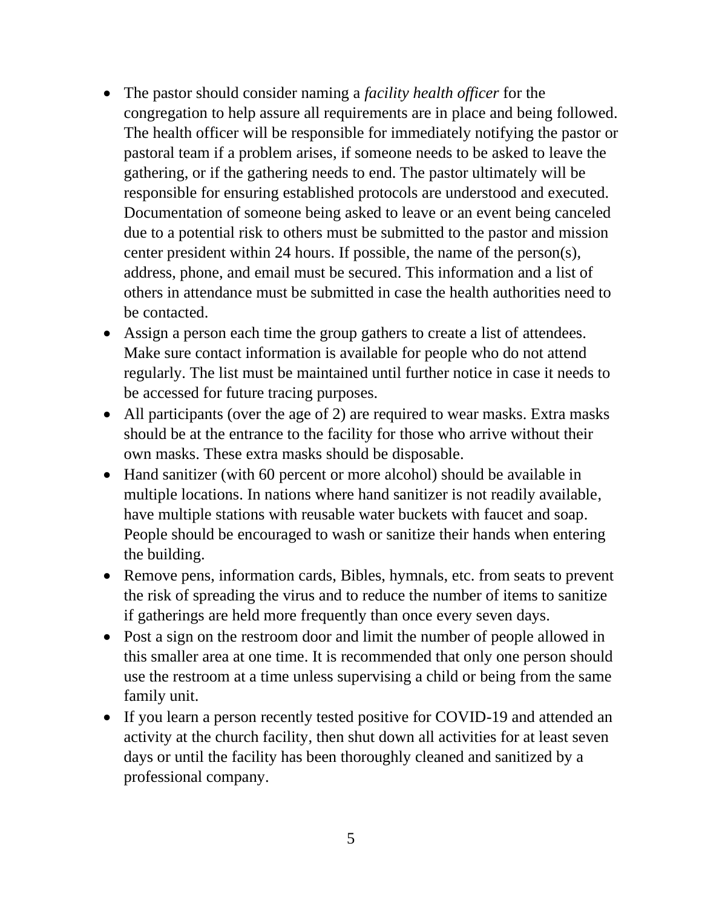- The pastor should consider naming a *facility health officer* for the congregation to help assure all requirements are in place and being followed. The health officer will be responsible for immediately notifying the pastor or pastoral team if a problem arises, if someone needs to be asked to leave the gathering, or if the gathering needs to end. The pastor ultimately will be responsible for ensuring established protocols are understood and executed. Documentation of someone being asked to leave or an event being canceled due to a potential risk to others must be submitted to the pastor and mission center president within 24 hours. If possible, the name of the person(s), address, phone, and email must be secured. This information and a list of others in attendance must be submitted in case the health authorities need to be contacted.
- Assign a person each time the group gathers to create a list of attendees. Make sure contact information is available for people who do not attend regularly. The list must be maintained until further notice in case it needs to be accessed for future tracing purposes.
- All participants (over the age of 2) are required to wear masks. Extra masks should be at the entrance to the facility for those who arrive without their own masks. These extra masks should be disposable.
- Hand sanitizer (with 60 percent or more alcohol) should be available in multiple locations. In nations where hand sanitizer is not readily available, have multiple stations with reusable water buckets with faucet and soap. People should be encouraged to wash or sanitize their hands when entering the building.
- Remove pens, information cards, Bibles, hymnals, etc. from seats to prevent the risk of spreading the virus and to reduce the number of items to sanitize if gatherings are held more frequently than once every seven days.
- Post a sign on the restroom door and limit the number of people allowed in this smaller area at one time. It is recommended that only one person should use the restroom at a time unless supervising a child or being from the same family unit.
- If you learn a person recently tested positive for COVID-19 and attended an activity at the church facility, then shut down all activities for at least seven days or until the facility has been thoroughly cleaned and sanitized by a professional company.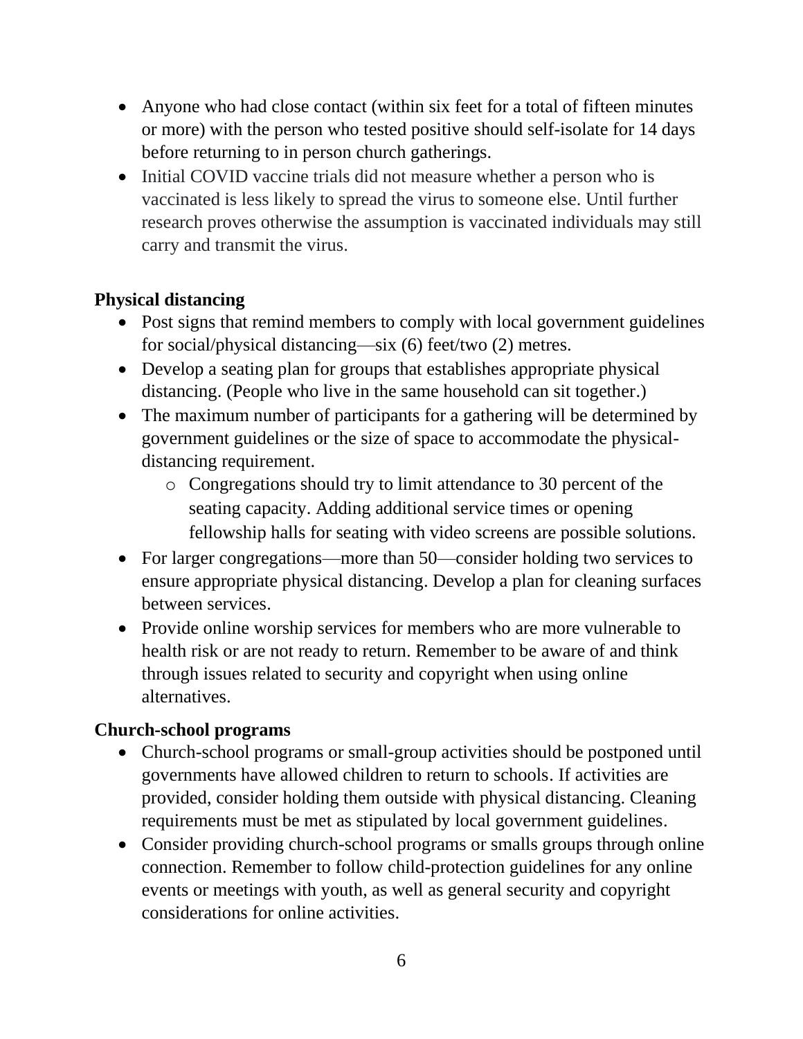- Anyone who had close contact (within six feet for a total of fifteen minutes or more) with the person who tested positive should self-isolate for 14 days before returning to in person church gatherings.
- Initial COVID vaccine trials did not measure whether a person who is vaccinated is less likely to spread the virus to someone else. Until further research proves otherwise the assumption is vaccinated individuals may still carry and transmit the virus.

**Physical distancing**

- Post signs that remind members to comply with local government guidelines for social/physical distancing—six (6) feet/two (2) metres.
- Develop a seating plan for groups that establishes appropriate physical distancing. (People who live in the same household can sit together.)
- The maximum number of participants for a gathering will be determined by government guidelines or the size of space to accommodate the physical-distancing requirement.
  - Congregations should try to limit attendance to 30 percent of the seating capacity. Adding additional service times or opening fellowship halls for seating with video screens are possible solutions.
- For larger congregations—more than 50—consider holding two services to ensure appropriate physical distancing. Develop a plan for cleaning surfaces between services.
- Provide online worship services for members who are more vulnerable to health risk or are not ready to return. Remember to be aware of and think through issues related to security and copyright when using online alternatives.

**Church-school programs**

- Church-school programs or small-group activities should be postponed until governments have allowed children to return to schools. If activities are provided, consider holding them outside with physical distancing. Cleaning requirements must be met as stipulated by local government guidelines.
- Consider providing church-school programs or smalls groups through online connection. Remember to follow child-protection guidelines for any online events or meetings with youth, as well as general security and copyright considerations for online activities.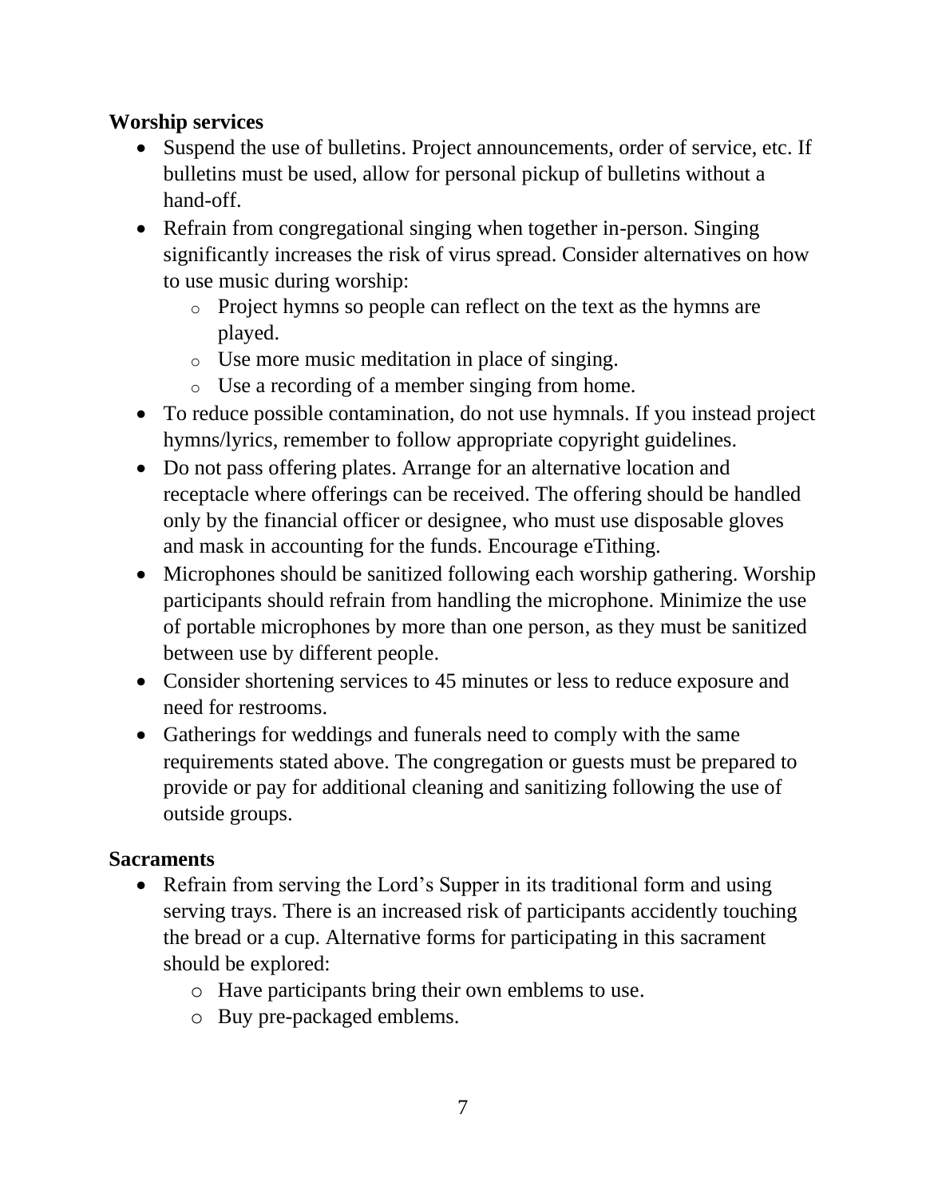**Worship services**

- Suspend the use of bulletins. Project announcements, order of service, etc. If bulletins must be used, allow for personal pickup of bulletins without a hand-off.
- Refrain from congregational singing when together in-person. Singing significantly increases the risk of virus spread. Consider alternatives on how to use music during worship:
  - Project hymns so people can reflect on the text as the hymns are played.
  - Use more music meditation in place of singing.
  - Use a recording of a member singing from home.
- To reduce possible contamination, do not use hymnals. If you instead project hymns/lyrics, remember to follow appropriate copyright guidelines.
- Do not pass offering plates. Arrange for an alternative location and receptacle where offerings can be received. The offering should be handled only by the financial officer or designee, who must use disposable gloves and mask in accounting for the funds. Encourage eTithing.
- Microphones should be sanitized following each worship gathering. Worship participants should refrain from handling the microphone. Minimize the use of portable microphones by more than one person, as they must be sanitized between use by different people.
- Consider shortening services to 45 minutes or less to reduce exposure and need for restrooms.
- Gatherings for weddings and funerals need to comply with the same requirements stated above. The congregation or guests must be prepared to provide or pay for additional cleaning and sanitizing following the use of outside groups.

**Sacraments**

- Refrain from serving the Lord's Supper in its traditional form and using serving trays. There is an increased risk of participants accidently touching the bread or a cup. Alternative forms for participating in this sacrament should be explored:
  - Have participants bring their own emblems to use.
  - Buy pre-packaged emblems.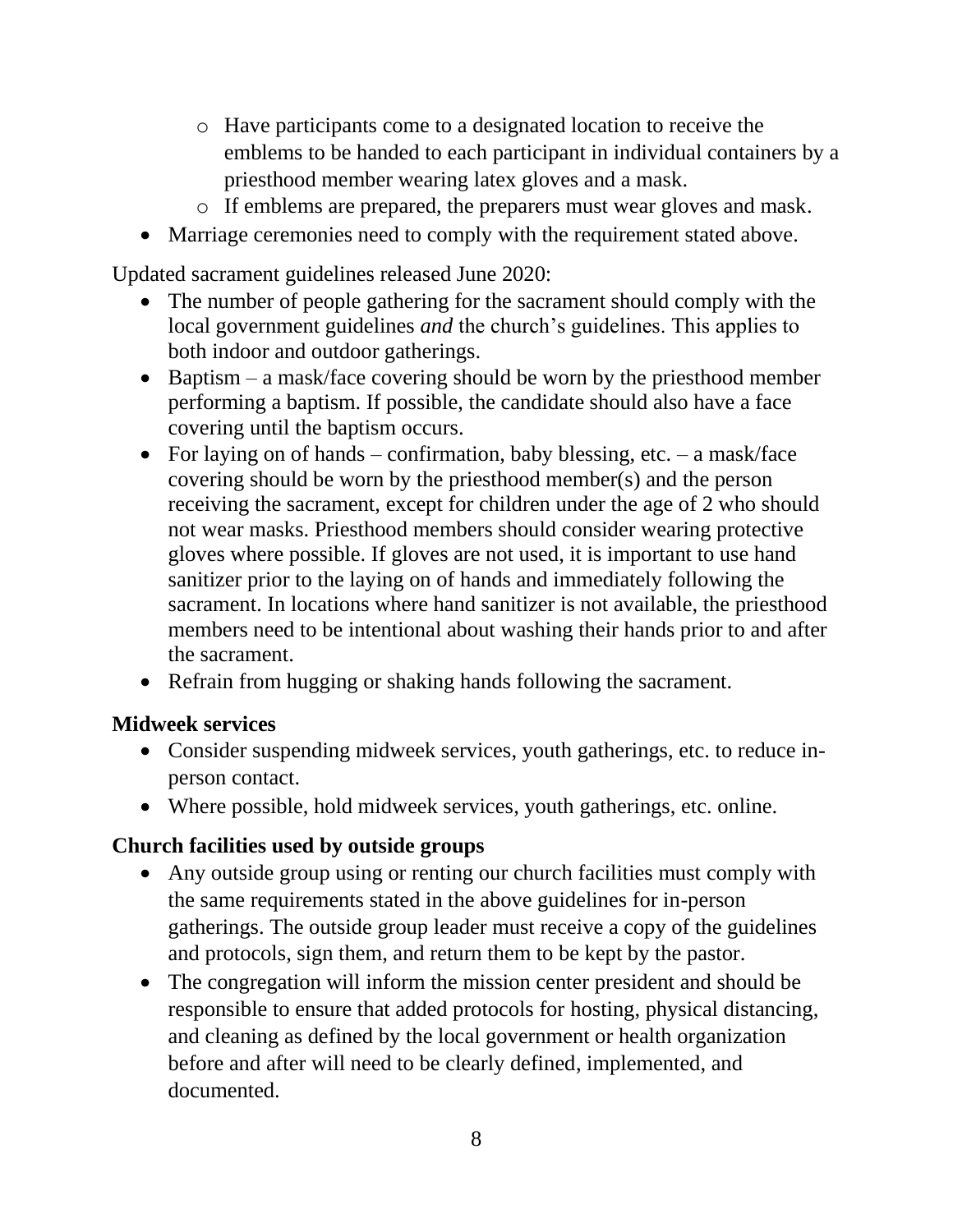- Have participants come to a designated location to receive the emblems to be handed to each participant in individual containers by a priesthood member wearing latex gloves and a mask.
  - If emblems are prepared, the preparers must wear gloves and mask.
- Marriage ceremonies need to comply with the requirement stated above.

Updated sacrament guidelines released June 2020:

- The number of people gathering for the sacrament should comply with the local government guidelines *and* the church's guidelines. This applies to both indoor and outdoor gatherings.
- Baptism – a mask/face covering should be worn by the priesthood member performing a baptism. If possible, the candidate should also have a face covering until the baptism occurs.
- For laying on of hands – confirmation, baby blessing, etc. – a mask/face covering should be worn by the priesthood member(s) and the person receiving the sacrament, except for children under the age of 2 who should not wear masks. Priesthood members should consider wearing protective gloves where possible. If gloves are not used, it is important to use hand sanitizer prior to the laying on of hands and immediately following the sacrament. In locations where hand sanitizer is not available, the priesthood members need to be intentional about washing their hands prior to and after the sacrament.
- Refrain from hugging or shaking hands following the sacrament.

**Midweek services**

- Consider suspending midweek services, youth gatherings, etc. to reduce in-person contact.
- Where possible, hold midweek services, youth gatherings, etc. online.

**Church facilities used by outside groups**

- Any outside group using or renting our church facilities must comply with the same requirements stated in the above guidelines for in-person gatherings. The outside group leader must receive a copy of the guidelines and protocols, sign them, and return them to be kept by the pastor.
- The congregation will inform the mission center president and should be responsible to ensure that added protocols for hosting, physical distancing, and cleaning as defined by the local government or health organization before and after will need to be clearly defined, implemented, and documented.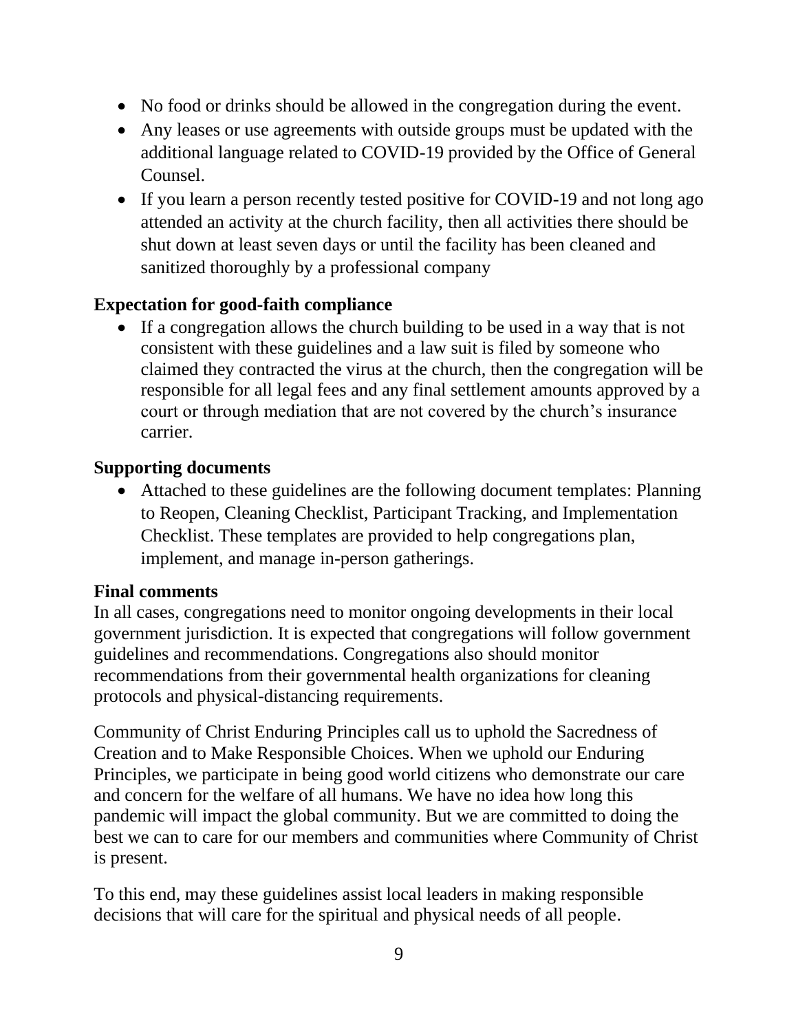- No food or drinks should be allowed in the congregation during the event.
- Any leases or use agreements with outside groups must be updated with the additional language related to COVID-19 provided by the Office of General Counsel.
- If you learn a person recently tested positive for COVID-19 and not long ago attended an activity at the church facility, then all activities there should be shut down at least seven days or until the facility has been cleaned and sanitized thoroughly by a professional company

### Expectation for good-faith compliance

- If a congregation allows the church building to be used in a way that is not consistent with these guidelines and a law suit is filed by someone who claimed they contracted the virus at the church, then the congregation will be responsible for all legal fees and any final settlement amounts approved by a court or through mediation that are not covered by the church's insurance carrier.

### Supporting documents

- Attached to these guidelines are the following document templates: Planning to Reopen, Cleaning Checklist, Participant Tracking, and Implementation Checklist. These templates are provided to help congregations plan, implement, and manage in-person gatherings.

### Final comments

In all cases, congregations need to monitor ongoing developments in their local government jurisdiction. It is expected that congregations will follow government guidelines and recommendations. Congregations also should monitor recommendations from their governmental health organizations for cleaning protocols and physical-distancing requirements.

Community of Christ Enduring Principles call us to uphold the Sacredness of Creation and to Make Responsible Choices. When we uphold our Enduring Principles, we participate in being good world citizens who demonstrate our care and concern for the welfare of all humans. We have no idea how long this pandemic will impact the global community. But we are committed to doing the best we can to care for our members and communities where Community of Christ is present.

To this end, may these guidelines assist local leaders in making responsible decisions that will care for the spiritual and physical needs of all people.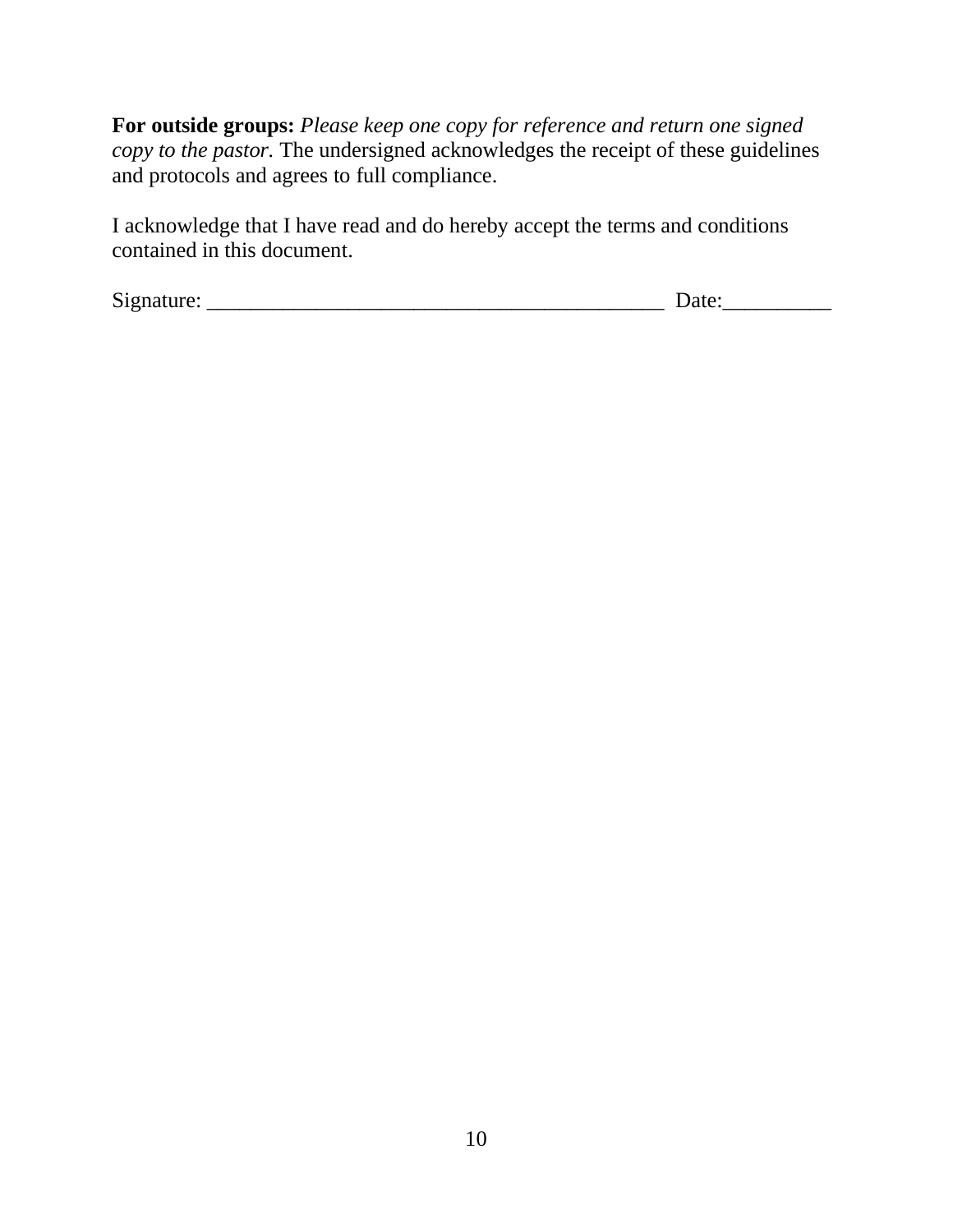**For outside groups:** *Please keep one copy for reference and return one signed copy to the pastor.* The undersigned acknowledges the receipt of these guidelines and protocols and agrees to full compliance.

I acknowledge that I have read and do hereby accept the terms and conditions contained in this document.

Signature: ___________________________________________ Date:__________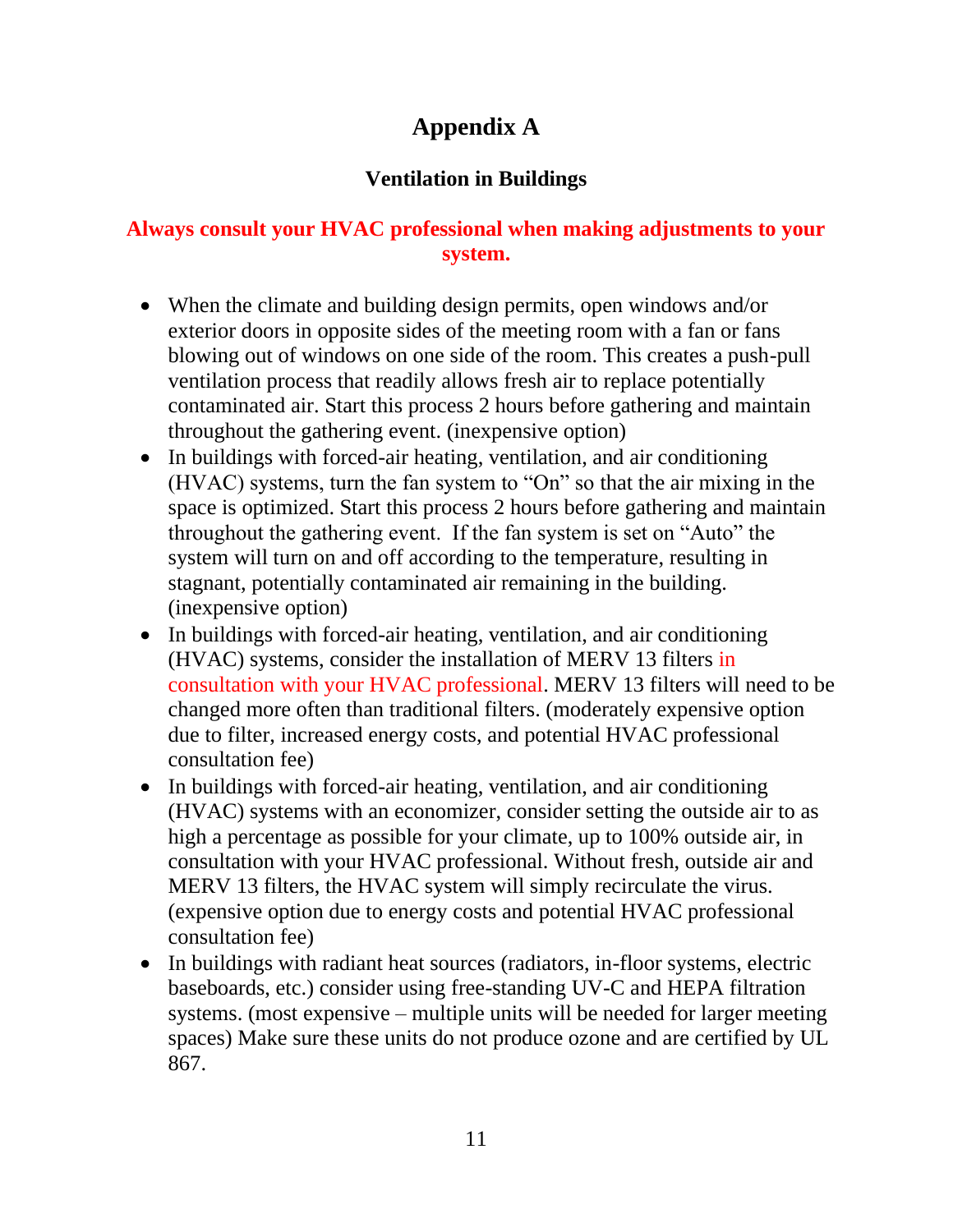# Appendix A

## Ventilation in Buildings

**Always consult your HVAC professional when making adjustments to your system.**

- When the climate and building design permits, open windows and/or exterior doors in opposite sides of the meeting room with a fan or fans blowing out of windows on one side of the room. This creates a push-pull ventilation process that readily allows fresh air to replace potentially contaminated air. Start this process 2 hours before gathering and maintain throughout the gathering event. (inexpensive option)
- In buildings with forced-air heating, ventilation, and air conditioning (HVAC) systems, turn the fan system to "On" so that the air mixing in the space is optimized. Start this process 2 hours before gathering and maintain throughout the gathering event. If the fan system is set on "Auto" the system will turn on and off according to the temperature, resulting in stagnant, potentially contaminated air remaining in the building. (inexpensive option)
- In buildings with forced-air heating, ventilation, and air conditioning (HVAC) systems, consider the installation of MERV 13 filters in consultation with your HVAC professional. MERV 13 filters will need to be changed more often than traditional filters. (moderately expensive option due to filter, increased energy costs, and potential HVAC professional consultation fee)
- In buildings with forced-air heating, ventilation, and air conditioning (HVAC) systems with an economizer, consider setting the outside air to as high a percentage as possible for your climate, up to 100% outside air, in consultation with your HVAC professional. Without fresh, outside air and MERV 13 filters, the HVAC system will simply recirculate the virus. (expensive option due to energy costs and potential HVAC professional consultation fee)
- In buildings with radiant heat sources (radiators, in-floor systems, electric baseboards, etc.) consider using free-standing UV-C and HEPA filtration systems. (most expensive – multiple units will be needed for larger meeting spaces) Make sure these units do not produce ozone and are certified by UL 867.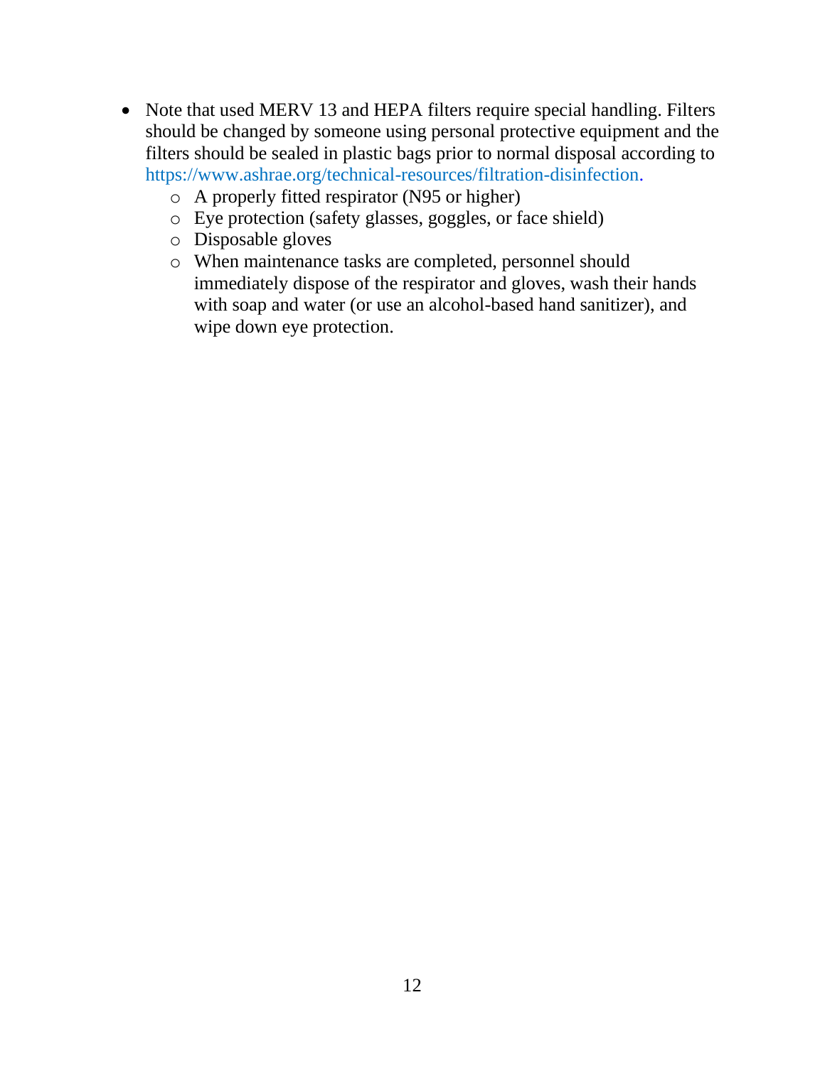- Note that used MERV 13 and HEPA filters require special handling. Filters should be changed by someone using personal protective equipment and the filters should be sealed in plastic bags prior to normal disposal according to https://www.ashrae.org/technical-resources/filtration-disinfection.
  - A properly fitted respirator (N95 or higher)
  - Eye protection (safety glasses, goggles, or face shield)
  - Disposable gloves
  - When maintenance tasks are completed, personnel should immediately dispose of the respirator and gloves, wash their hands with soap and water (or use an alcohol-based hand sanitizer), and wipe down eye protection.